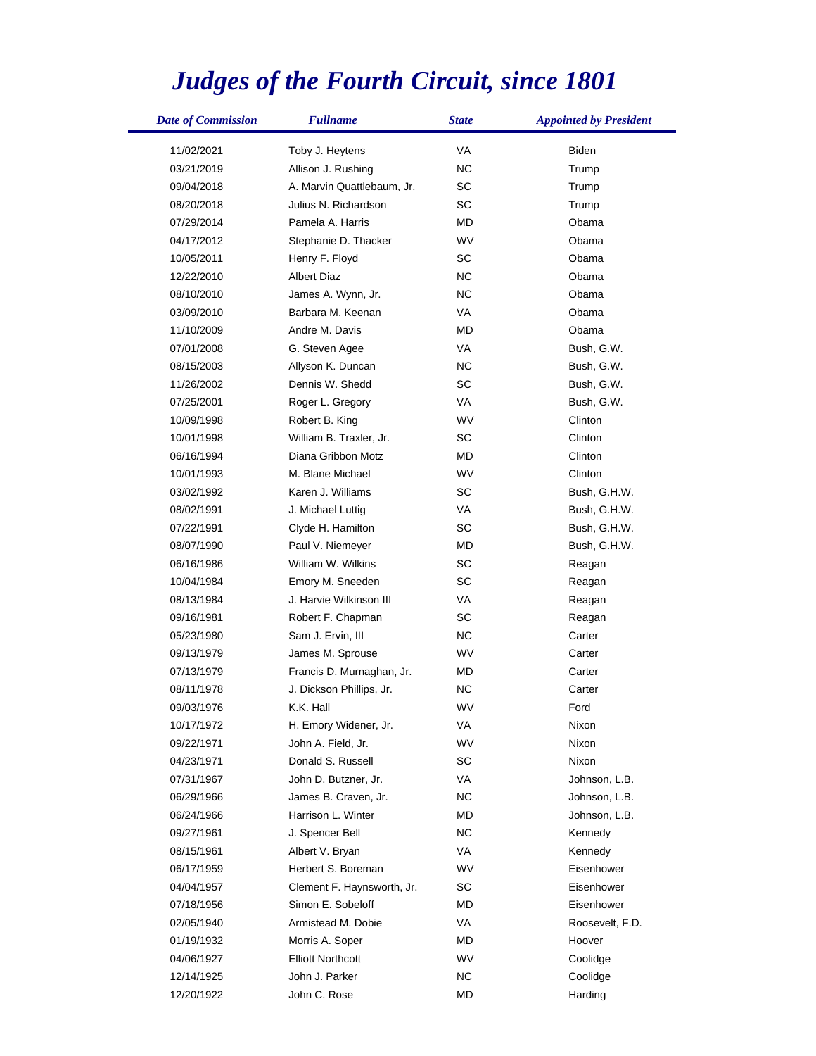# *Judges of the Fourth Circuit, since 1801*

| *Date of Commission* | *Fullname* | *State* | *Appointed by President* |
|---|---|---|---|
| 11/02/2021 | Toby J. Heytens | VA | Biden |
| 03/21/2019 | Allison J. Rushing | NC | Trump |
| 09/04/2018 | A. Marvin Quattlebaum, Jr. | SC | Trump |
| 08/20/2018 | Julius N. Richardson | SC | Trump |
| 07/29/2014 | Pamela A. Harris | MD | Obama |
| 04/17/2012 | Stephanie D. Thacker | WV | Obama |
| 10/05/2011 | Henry F. Floyd | SC | Obama |
| 12/22/2010 | Albert Diaz | NC | Obama |
| 08/10/2010 | James A. Wynn, Jr. | NC | Obama |
| 03/09/2010 | Barbara M. Keenan | VA | Obama |
| 11/10/2009 | Andre M. Davis | MD | Obama |
| 07/01/2008 | G. Steven Agee | VA | Bush, G.W. |
| 08/15/2003 | Allyson K. Duncan | NC | Bush, G.W. |
| 11/26/2002 | Dennis W. Shedd | SC | Bush, G.W. |
| 07/25/2001 | Roger L. Gregory | VA | Bush, G.W. |
| 10/09/1998 | Robert B. King | WV | Clinton |
| 10/01/1998 | William B. Traxler, Jr. | SC | Clinton |
| 06/16/1994 | Diana Gribbon Motz | MD | Clinton |
| 10/01/1993 | M. Blane Michael | WV | Clinton |
| 03/02/1992 | Karen J. Williams | SC | Bush, G.H.W. |
| 08/02/1991 | J. Michael Luttig | VA | Bush, G.H.W. |
| 07/22/1991 | Clyde H. Hamilton | SC | Bush, G.H.W. |
| 08/07/1990 | Paul V. Niemeyer | MD | Bush, G.H.W. |
| 06/16/1986 | William W. Wilkins | SC | Reagan |
| 10/04/1984 | Emory M. Sneeden | SC | Reagan |
| 08/13/1984 | J. Harvie Wilkinson III | VA | Reagan |
| 09/16/1981 | Robert F. Chapman | SC | Reagan |
| 05/23/1980 | Sam J. Ervin, III | NC | Carter |
| 09/13/1979 | James M. Sprouse | WV | Carter |
| 07/13/1979 | Francis D. Murnaghan, Jr. | MD | Carter |
| 08/11/1978 | J. Dickson Phillips, Jr. | NC | Carter |
| 09/03/1976 | K.K. Hall | WV | Ford |
| 10/17/1972 | H. Emory Widener, Jr. | VA | Nixon |
| 09/22/1971 | John A. Field, Jr. | WV | Nixon |
| 04/23/1971 | Donald S. Russell | SC | Nixon |
| 07/31/1967 | John D. Butzner, Jr. | VA | Johnson, L.B. |
| 06/29/1966 | James B. Craven, Jr. | NC | Johnson, L.B. |
| 06/24/1966 | Harrison L. Winter | MD | Johnson, L.B. |
| 09/27/1961 | J. Spencer Bell | NC | Kennedy |
| 08/15/1961 | Albert V. Bryan | VA | Kennedy |
| 06/17/1959 | Herbert S. Boreman | WV | Eisenhower |
| 04/04/1957 | Clement F. Haynsworth, Jr. | SC | Eisenhower |
| 07/18/1956 | Simon E. Sobeloff | MD | Eisenhower |
| 02/05/1940 | Armistead M. Dobie | VA | Roosevelt, F.D. |
| 01/19/1932 | Morris A. Soper | MD | Hoover |
| 04/06/1927 | Elliott Northcott | WV | Coolidge |
| 12/14/1925 | John J. Parker | NC | Coolidge |
| 12/20/1922 | John C. Rose | MD | Harding |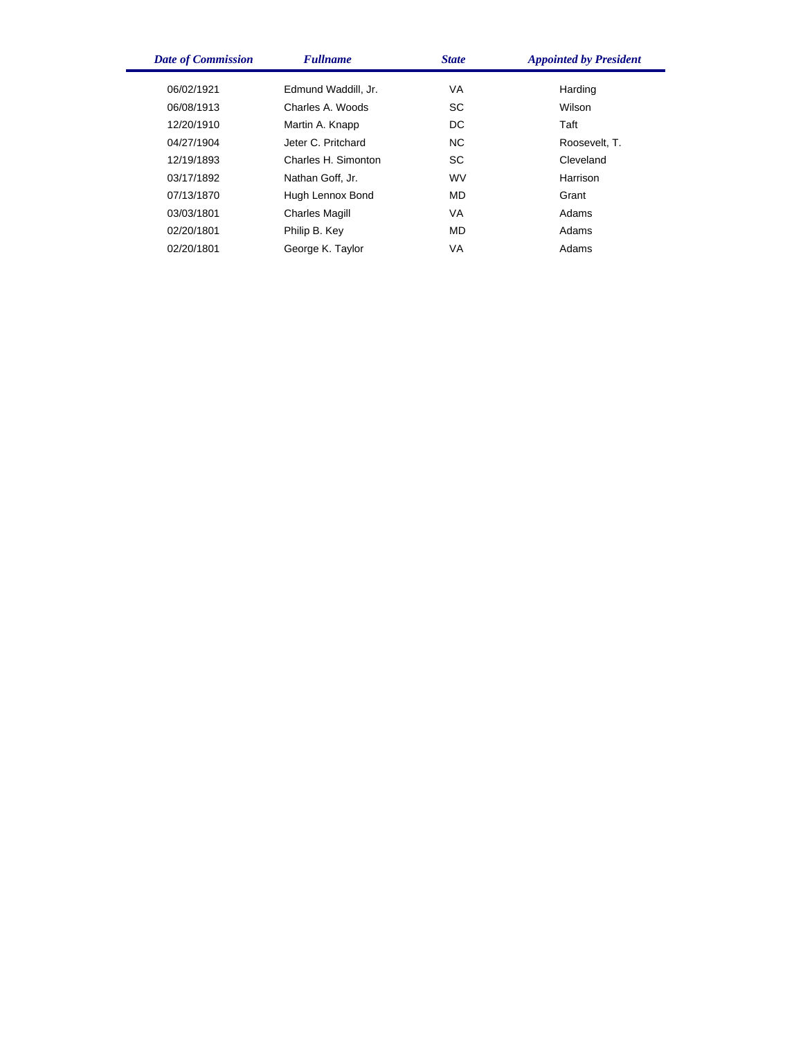| *Date of Commission* | *Fullname* | *State* | *Appointed by President* |
|---|---|---|---|
| 06/02/1921 | Edmund Waddill, Jr. | VA | Harding |
| 06/08/1913 | Charles A. Woods | SC | Wilson |
| 12/20/1910 | Martin A. Knapp | DC | Taft |
| 04/27/1904 | Jeter C. Pritchard | NC | Roosevelt, T. |
| 12/19/1893 | Charles H. Simonton | SC | Cleveland |
| 03/17/1892 | Nathan Goff, Jr. | WV | Harrison |
| 07/13/1870 | Hugh Lennox Bond | MD | Grant |
| 03/03/1801 | Charles Magill | VA | Adams |
| 02/20/1801 | Philip B. Key | MD | Adams |
| 02/20/1801 | George K. Taylor | VA | Adams |